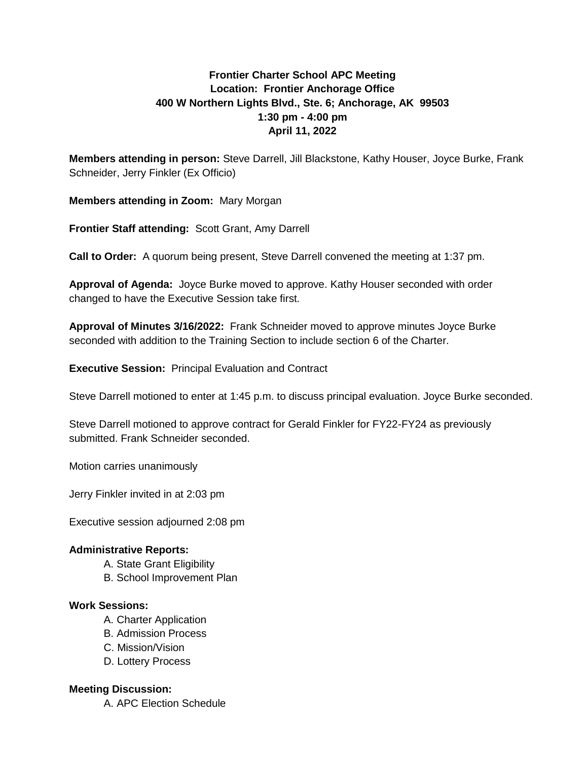**Frontier Charter School APC Meeting**
**Location: Frontier Anchorage Office**
**400 W Northern Lights Blvd., Ste. 6; Anchorage, AK 99503**
**1:30 pm - 4:00 pm**
**April 11, 2022**

**Members attending in person:** Steve Darrell, Jill Blackstone, Kathy Houser, Joyce Burke, Frank Schneider, Jerry Finkler (Ex Officio)

**Members attending in Zoom:** Mary Morgan

**Frontier Staff attending:** Scott Grant, Amy Darrell

**Call to Order:** A quorum being present, Steve Darrell convened the meeting at 1:37 pm.

**Approval of Agenda:** Joyce Burke moved to approve. Kathy Houser seconded with order changed to have the Executive Session take first.

**Approval of Minutes 3/16/2022:** Frank Schneider moved to approve minutes Joyce Burke seconded with addition to the Training Section to include section 6 of the Charter.

**Executive Session:** Principal Evaluation and Contract

Steve Darrell motioned to enter at 1:45 p.m. to discuss principal evaluation. Joyce Burke seconded.

Steve Darrell motioned to approve contract for Gerald Finkler for FY22-FY24 as previously submitted. Frank Schneider seconded.

Motion carries unanimously

Jerry Finkler invited in at 2:03 pm

Executive session adjourned 2:08 pm

**Administrative Reports:**

A. State Grant Eligibility
B. School Improvement Plan

**Work Sessions:**

A. Charter Application
B. Admission Process
C. Mission/Vision
D. Lottery Process

**Meeting Discussion:**

A. APC Election Schedule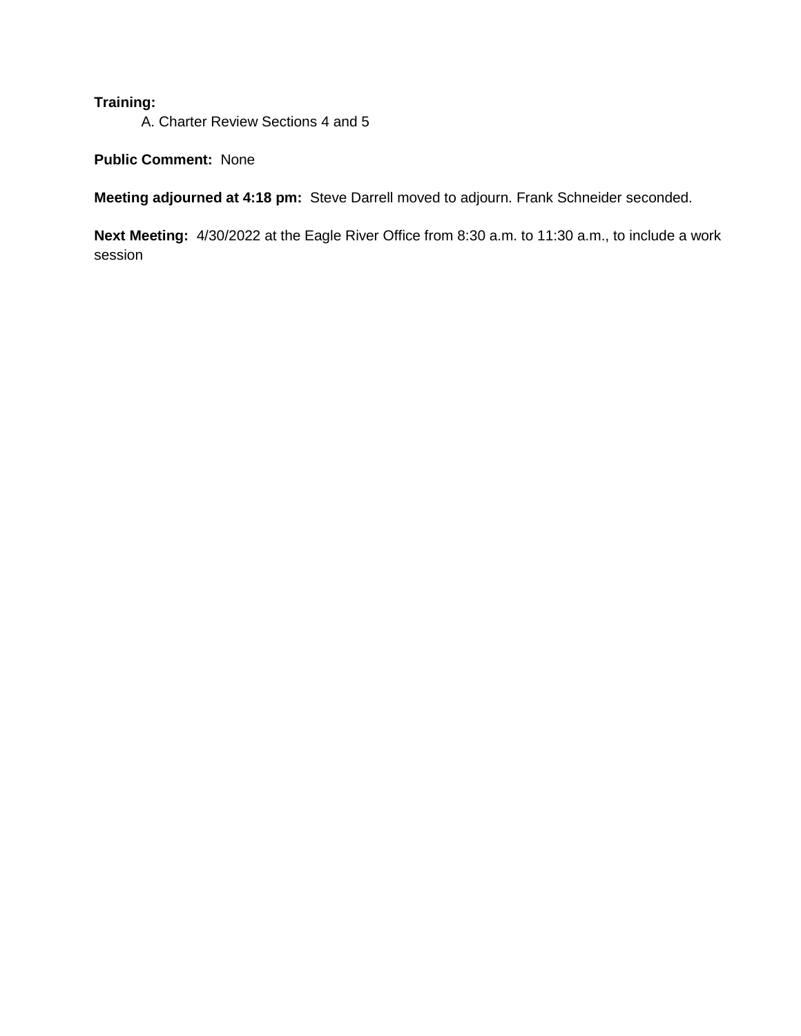**Training:**

A. Charter Review Sections 4 and 5

**Public Comment:** None

**Meeting adjourned at 4:18 pm:** Steve Darrell moved to adjourn. Frank Schneider seconded.

**Next Meeting:** 4/30/2022 at the Eagle River Office from 8:30 a.m. to 11:30 a.m., to include a work session